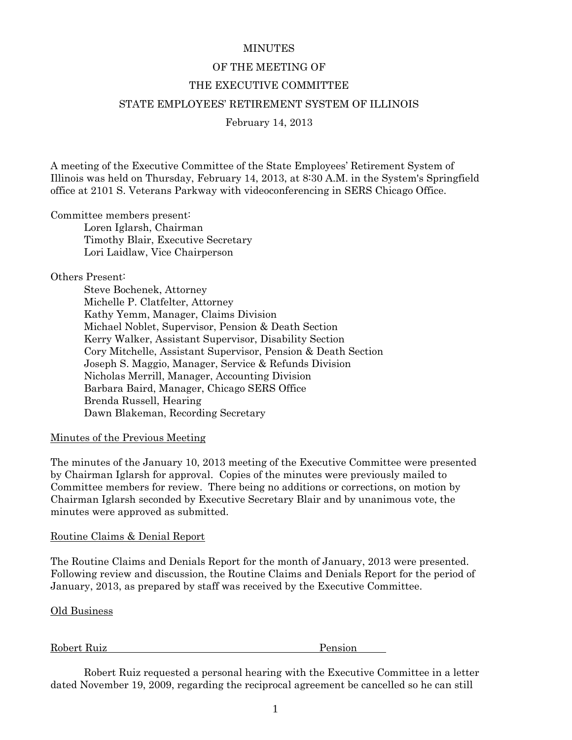MINUTES

OF THE MEETING OF

THE EXECUTIVE COMMITTEE

STATE EMPLOYEES' RETIREMENT SYSTEM OF ILLINOIS

February 14, 2013

A meeting of the Executive Committee of the State Employees' Retirement System of Illinois was held on Thursday, February 14, 2013, at 8:30 A.M. in the System's Springfield office at 2101 S. Veterans Parkway with videoconferencing in SERS Chicago Office.

Committee members present:

- Loren Iglarsh, Chairman
- Timothy Blair, Executive Secretary
- Lori Laidlaw, Vice Chairperson

Others Present:

- Steve Bochenek, Attorney
- Michelle P. Clatfelter, Attorney
- Kathy Yemm, Manager, Claims Division
- Michael Noblet, Supervisor, Pension & Death Section
- Kerry Walker, Assistant Supervisor, Disability Section
- Cory Mitchelle, Assistant Supervisor, Pension & Death Section
- Joseph S. Maggio, Manager, Service & Refunds Division
- Nicholas Merrill, Manager, Accounting Division
- Barbara Baird, Manager, Chicago SERS Office
- Brenda Russell, Hearing
- Dawn Blakeman, Recording Secretary

<u>Minutes of the Previous Meeting</u>

The minutes of the January 10, 2013 meeting of the Executive Committee were presented by Chairman Iglarsh for approval. Copies of the minutes were previously mailed to Committee members for review. There being no additions or corrections, on motion by Chairman Iglarsh seconded by Executive Secretary Blair and by unanimous vote, the minutes were approved as submitted.

<u>Routine Claims & Denial Report</u>

The Routine Claims and Denials Report for the month of January, 2013 were presented. Following review and discussion, the Routine Claims and Denials Report for the period of January, 2013, as prepared by staff was received by the Executive Committee.

<u>Old Business</u>

<u>Robert Ruiz — Pension</u>

Robert Ruiz requested a personal hearing with the Executive Committee in a letter dated November 19, 2009, regarding the reciprocal agreement be cancelled so he can still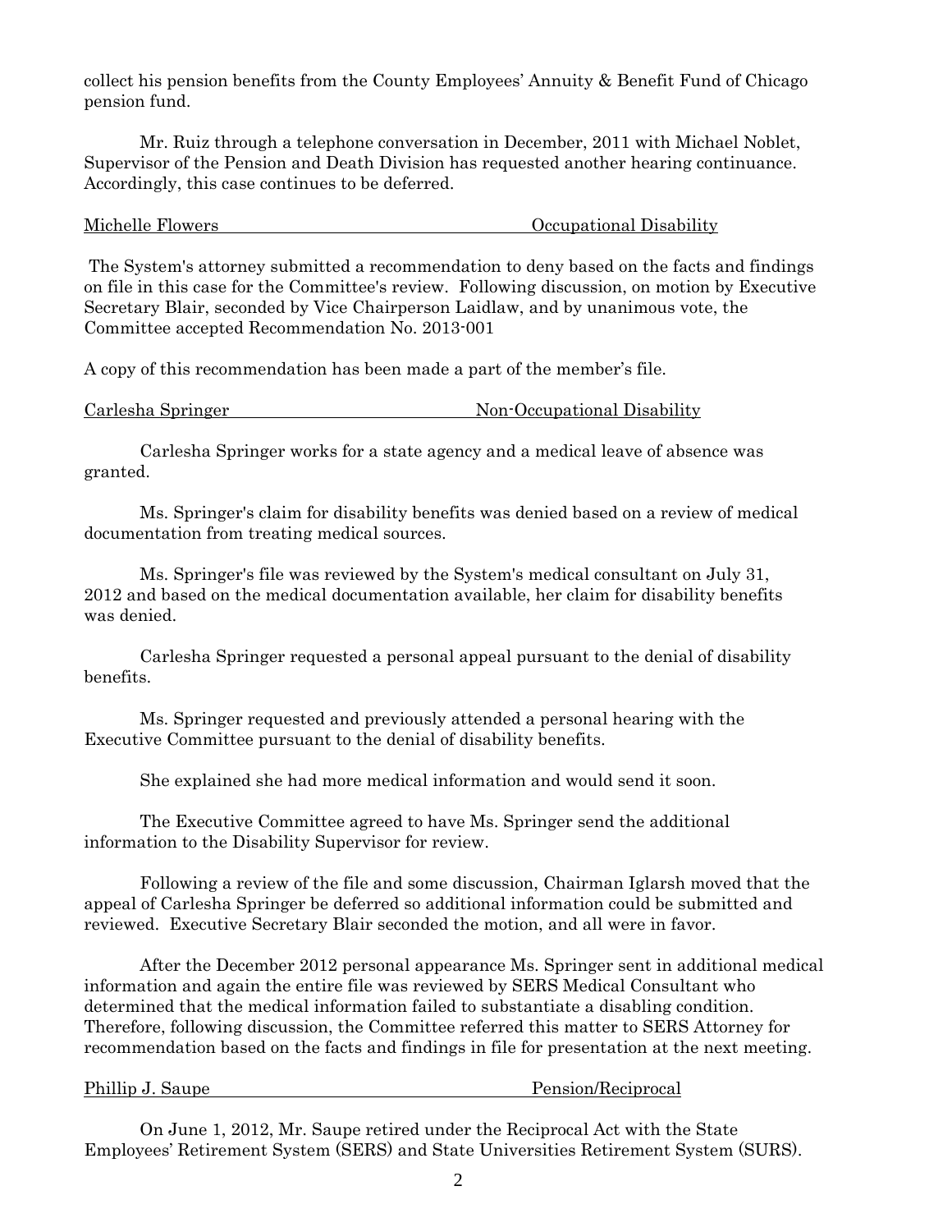collect his pension benefits from the County Employees' Annuity & Benefit Fund of Chicago pension fund.

Mr. Ruiz through a telephone conversation in December, 2011 with Michael Noblet, Supervisor of the Pension and Death Division has requested another hearing continuance. Accordingly, this case continues to be deferred.

Michelle Flowers — Occupational Disability

The System's attorney submitted a recommendation to deny based on the facts and findings on file in this case for the Committee's review. Following discussion, on motion by Executive Secretary Blair, seconded by Vice Chairperson Laidlaw, and by unanimous vote, the Committee accepted Recommendation No. 2013-001

A copy of this recommendation has been made a part of the member's file.

Carlesha Springer — Non-Occupational Disability

Carlesha Springer works for a state agency and a medical leave of absence was granted.

Ms. Springer's claim for disability benefits was denied based on a review of medical documentation from treating medical sources.

Ms. Springer's file was reviewed by the System's medical consultant on July 31, 2012 and based on the medical documentation available, her claim for disability benefits was denied.

Carlesha Springer requested a personal appeal pursuant to the denial of disability benefits.

Ms. Springer requested and previously attended a personal hearing with the Executive Committee pursuant to the denial of disability benefits.

She explained she had more medical information and would send it soon.

The Executive Committee agreed to have Ms. Springer send the additional information to the Disability Supervisor for review.

Following a review of the file and some discussion, Chairman Iglarsh moved that the appeal of Carlesha Springer be deferred so additional information could be submitted and reviewed. Executive Secretary Blair seconded the motion, and all were in favor.

After the December 2012 personal appearance Ms. Springer sent in additional medical information and again the entire file was reviewed by SERS Medical Consultant who determined that the medical information failed to substantiate a disabling condition. Therefore, following discussion, the Committee referred this matter to SERS Attorney for recommendation based on the facts and findings in file for presentation at the next meeting.

Phillip J. Saupe — Pension/Reciprocal

On June 1, 2012, Mr. Saupe retired under the Reciprocal Act with the State Employees' Retirement System (SERS) and State Universities Retirement System (SURS).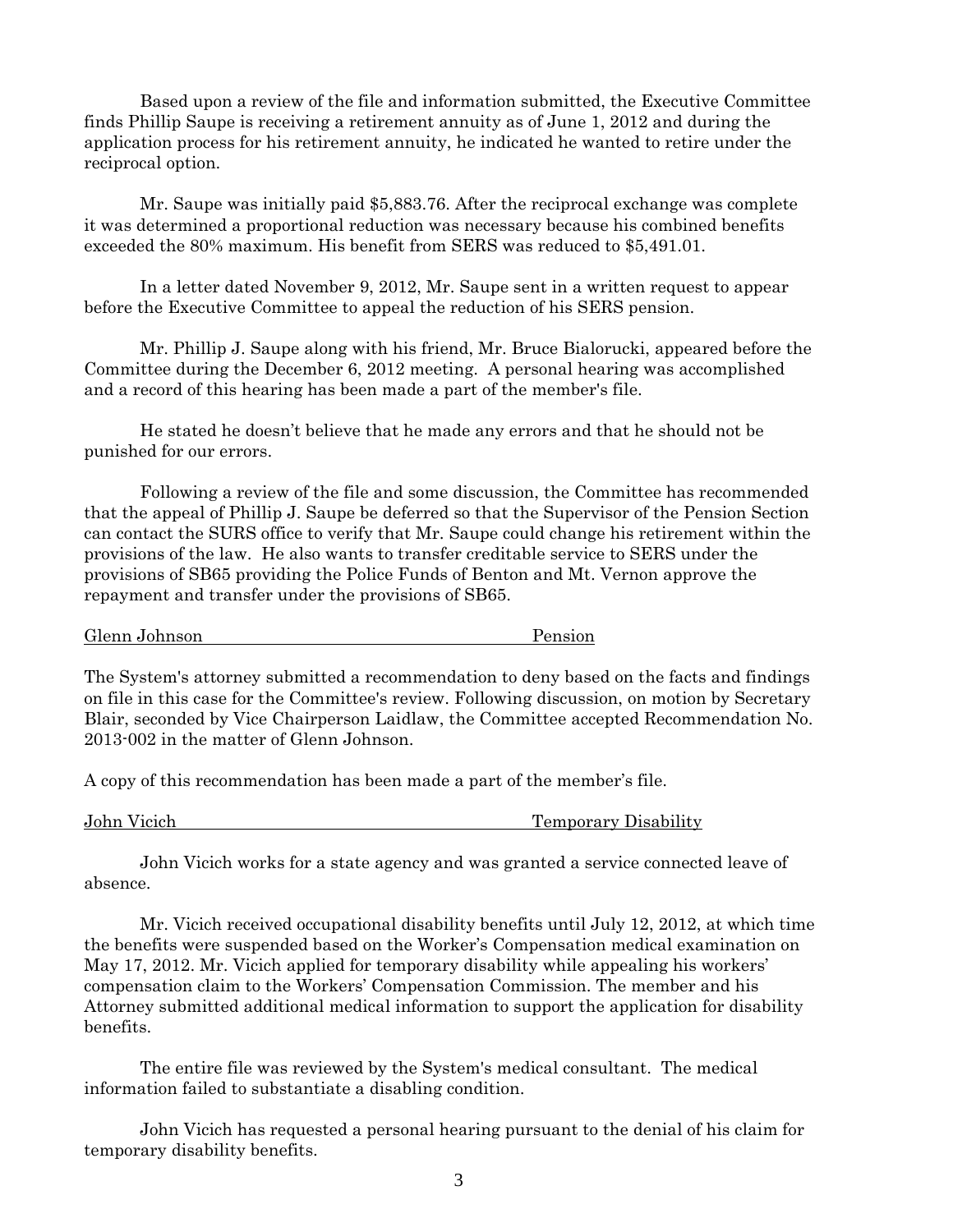Based upon a review of the file and information submitted, the Executive Committee finds Phillip Saupe is receiving a retirement annuity as of June 1, 2012 and during the application process for his retirement annuity, he indicated he wanted to retire under the reciprocal option.

Mr. Saupe was initially paid $5,883.76. After the reciprocal exchange was complete it was determined a proportional reduction was necessary because his combined benefits exceeded the 80% maximum. His benefit from SERS was reduced to $5,491.01.

In a letter dated November 9, 2012, Mr. Saupe sent in a written request to appear before the Executive Committee to appeal the reduction of his SERS pension.

Mr. Phillip J. Saupe along with his friend, Mr. Bruce Bialorucki, appeared before the Committee during the December 6, 2012 meeting. A personal hearing was accomplished and a record of this hearing has been made a part of the member's file.

He stated he doesn't believe that he made any errors and that he should not be punished for our errors.

Following a review of the file and some discussion, the Committee has recommended that the appeal of Phillip J. Saupe be deferred so that the Supervisor of the Pension Section can contact the SURS office to verify that Mr. Saupe could change his retirement within the provisions of the law. He also wants to transfer creditable service to SERS under the provisions of SB65 providing the Police Funds of Benton and Mt. Vernon approve the repayment and transfer under the provisions of SB65.

<u>Glenn Johnson                                                                 Pension</u>

The System's attorney submitted a recommendation to deny based on the facts and findings on file in this case for the Committee's review. Following discussion, on motion by Secretary Blair, seconded by Vice Chairperson Laidlaw, the Committee accepted Recommendation No. 2013-002 in the matter of Glenn Johnson.

A copy of this recommendation has been made a part of the member's file.

<u>John Vicich                                                                 Temporary Disability</u>

John Vicich works for a state agency and was granted a service connected leave of absence.

Mr. Vicich received occupational disability benefits until July 12, 2012, at which time the benefits were suspended based on the Worker's Compensation medical examination on May 17, 2012. Mr. Vicich applied for temporary disability while appealing his workers' compensation claim to the Workers' Compensation Commission. The member and his Attorney submitted additional medical information to support the application for disability benefits.

The entire file was reviewed by the System's medical consultant. The medical information failed to substantiate a disabling condition.

John Vicich has requested a personal hearing pursuant to the denial of his claim for temporary disability benefits.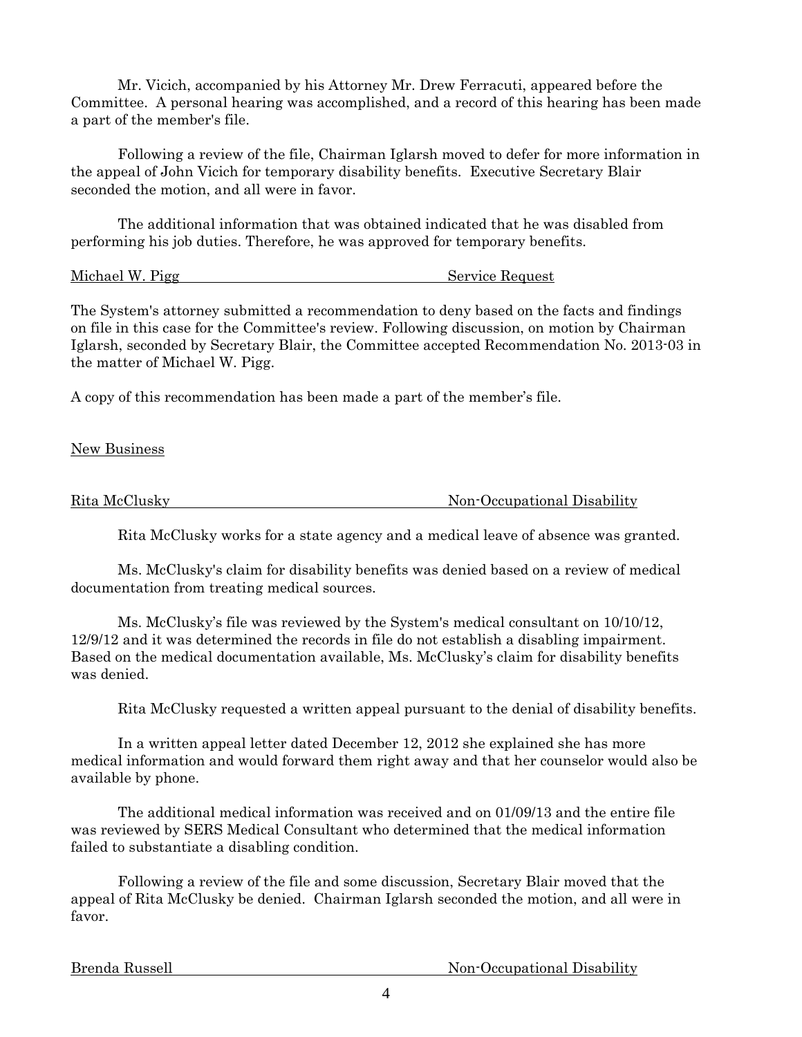Mr. Vicich, accompanied by his Attorney Mr. Drew Ferracuti, appeared before the Committee. A personal hearing was accomplished, and a record of this hearing has been made a part of the member's file.

Following a review of the file, Chairman Iglarsh moved to defer for more information in the appeal of John Vicich for temporary disability benefits. Executive Secretary Blair seconded the motion, and all were in favor.

The additional information that was obtained indicated that he was disabled from performing his job duties. Therefore, he was approved for temporary benefits.

Michael W. Pigg — Service Request

The System's attorney submitted a recommendation to deny based on the facts and findings on file in this case for the Committee's review. Following discussion, on motion by Chairman Iglarsh, seconded by Secretary Blair, the Committee accepted Recommendation No. 2013-03 in the matter of Michael W. Pigg.

A copy of this recommendation has been made a part of the member's file.

New Business

Rita McClusky — Non-Occupational Disability

Rita McClusky works for a state agency and a medical leave of absence was granted.

Ms. McClusky's claim for disability benefits was denied based on a review of medical documentation from treating medical sources.

Ms. McClusky's file was reviewed by the System's medical consultant on 10/10/12, 12/9/12 and it was determined the records in file do not establish a disabling impairment. Based on the medical documentation available, Ms. McClusky's claim for disability benefits was denied.

Rita McClusky requested a written appeal pursuant to the denial of disability benefits.

In a written appeal letter dated December 12, 2012 she explained she has more medical information and would forward them right away and that her counselor would also be available by phone.

The additional medical information was received and on 01/09/13 and the entire file was reviewed by SERS Medical Consultant who determined that the medical information failed to substantiate a disabling condition.

Following a review of the file and some discussion, Secretary Blair moved that the appeal of Rita McClusky be denied. Chairman Iglarsh seconded the motion, and all were in favor.

Brenda Russell — Non-Occupational Disability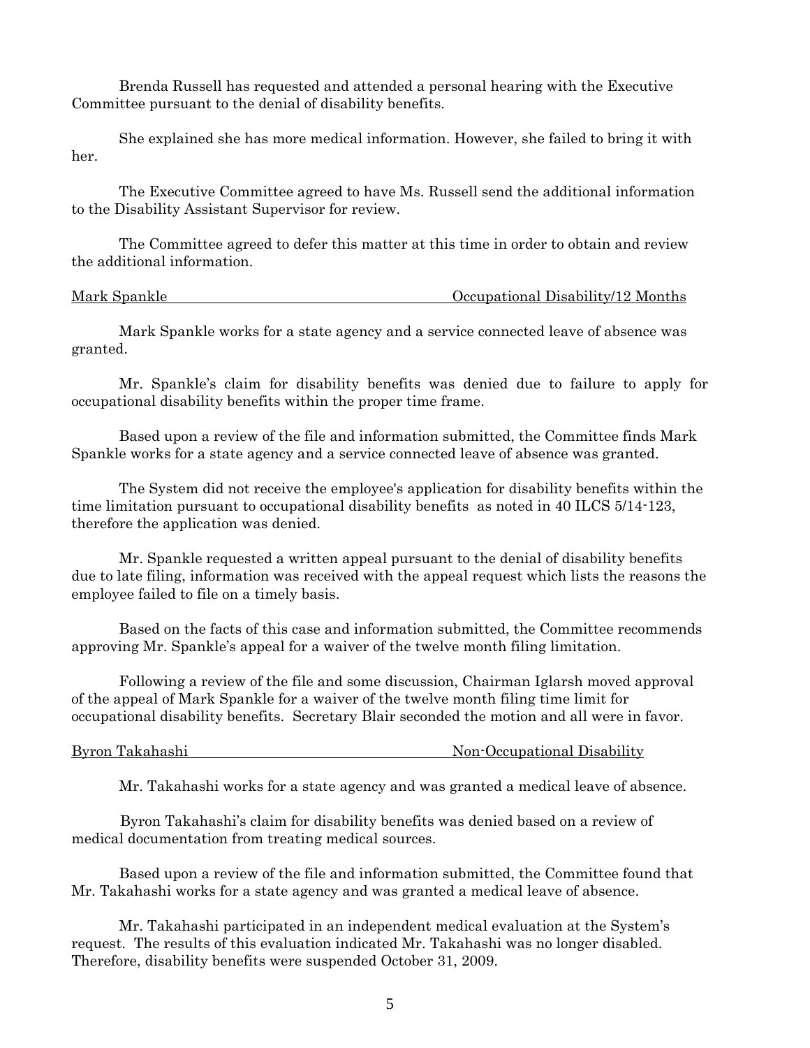Brenda Russell has requested and attended a personal hearing with the Executive Committee pursuant to the denial of disability benefits.

She explained she has more medical information. However, she failed to bring it with her.

The Executive Committee agreed to have Ms. Russell send the additional information to the Disability Assistant Supervisor for review.

The Committee agreed to defer this matter at this time in order to obtain and review the additional information.

Mark Spankle — Occupational Disability/12 Months

Mark Spankle works for a state agency and a service connected leave of absence was granted.

Mr. Spankle's claim for disability benefits was denied due to failure to apply for occupational disability benefits within the proper time frame.

Based upon a review of the file and information submitted, the Committee finds Mark Spankle works for a state agency and a service connected leave of absence was granted.

The System did not receive the employee's application for disability benefits within the time limitation pursuant to occupational disability benefits as noted in 40 ILCS 5/14-123, therefore the application was denied.

Mr. Spankle requested a written appeal pursuant to the denial of disability benefits due to late filing, information was received with the appeal request which lists the reasons the employee failed to file on a timely basis.

Based on the facts of this case and information submitted, the Committee recommends approving Mr. Spankle's appeal for a waiver of the twelve month filing limitation.

Following a review of the file and some discussion, Chairman Iglarsh moved approval of the appeal of Mark Spankle for a waiver of the twelve month filing time limit for occupational disability benefits. Secretary Blair seconded the motion and all were in favor.

Byron Takahashi — Non-Occupational Disability

Mr. Takahashi works for a state agency and was granted a medical leave of absence.

Byron Takahashi's claim for disability benefits was denied based on a review of medical documentation from treating medical sources.

Based upon a review of the file and information submitted, the Committee found that Mr. Takahashi works for a state agency and was granted a medical leave of absence.

Mr. Takahashi participated in an independent medical evaluation at the System's request. The results of this evaluation indicated Mr. Takahashi was no longer disabled. Therefore, disability benefits were suspended October 31, 2009.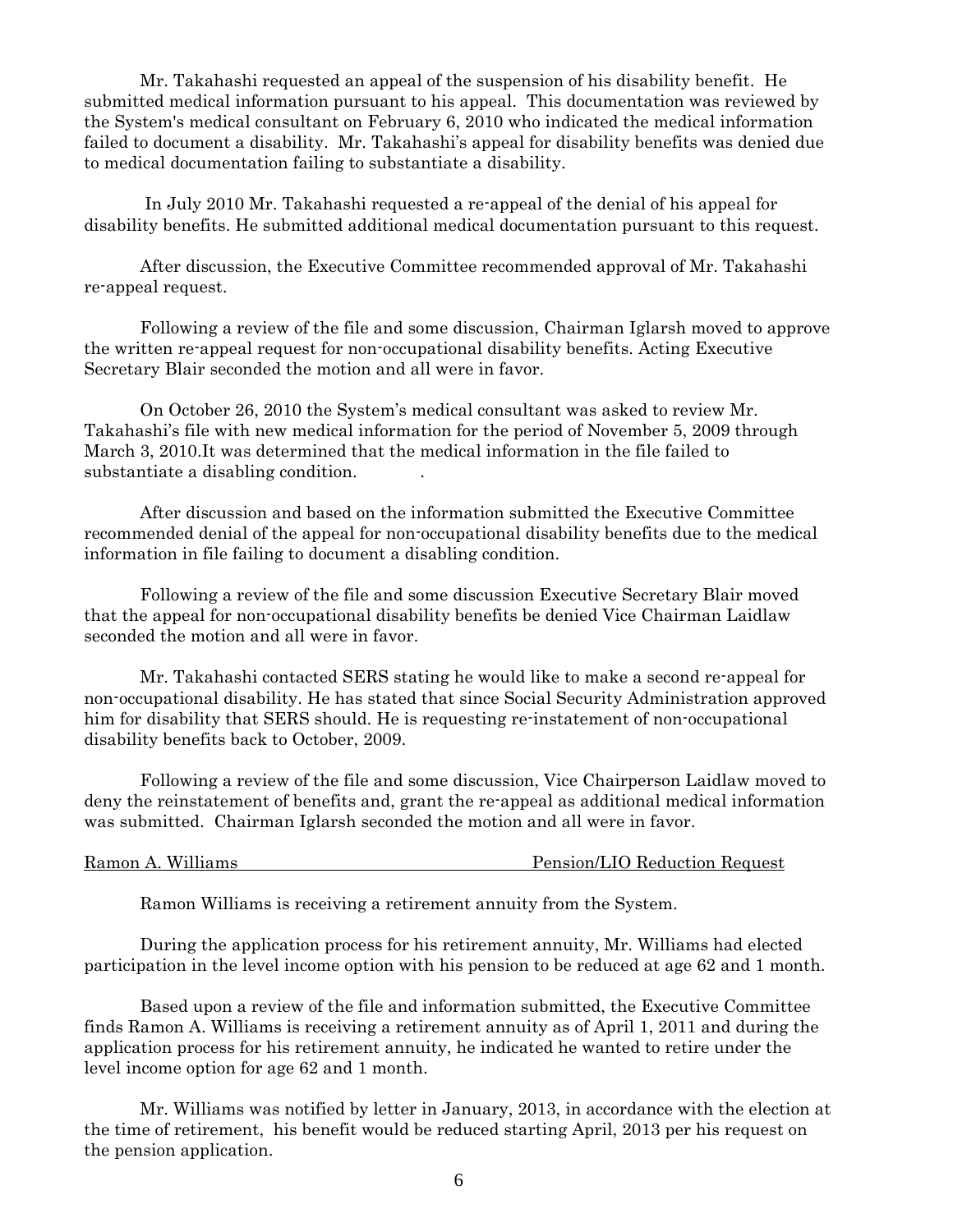Mr. Takahashi requested an appeal of the suspension of his disability benefit. He submitted medical information pursuant to his appeal. This documentation was reviewed by the System's medical consultant on February 6, 2010 who indicated the medical information failed to document a disability. Mr. Takahashi's appeal for disability benefits was denied due to medical documentation failing to substantiate a disability.

In July 2010 Mr. Takahashi requested a re-appeal of the denial of his appeal for disability benefits. He submitted additional medical documentation pursuant to this request.

After discussion, the Executive Committee recommended approval of Mr. Takahashi re-appeal request.

Following a review of the file and some discussion, Chairman Iglarsh moved to approve the written re-appeal request for non-occupational disability benefits. Acting Executive Secretary Blair seconded the motion and all were in favor.

On October 26, 2010 the System's medical consultant was asked to review Mr. Takahashi's file with new medical information for the period of November 5, 2009 through March 3, 2010.It was determined that the medical information in the file failed to substantiate a disabling condition. .

After discussion and based on the information submitted the Executive Committee recommended denial of the appeal for non-occupational disability benefits due to the medical information in file failing to document a disabling condition.

Following a review of the file and some discussion Executive Secretary Blair moved that the appeal for non-occupational disability benefits be denied Vice Chairman Laidlaw seconded the motion and all were in favor.

Mr. Takahashi contacted SERS stating he would like to make a second re-appeal for non-occupational disability. He has stated that since Social Security Administration approved him for disability that SERS should. He is requesting re-instatement of non-occupational disability benefits back to October, 2009.

Following a review of the file and some discussion, Vice Chairperson Laidlaw moved to deny the reinstatement of benefits and, grant the re-appeal as additional medical information was submitted. Chairman Iglarsh seconded the motion and all were in favor.

<u>Ramon A. Williams Pension/LIO Reduction Request</u>

Ramon Williams is receiving a retirement annuity from the System.

During the application process for his retirement annuity, Mr. Williams had elected participation in the level income option with his pension to be reduced at age 62 and 1 month.

Based upon a review of the file and information submitted, the Executive Committee finds Ramon A. Williams is receiving a retirement annuity as of April 1, 2011 and during the application process for his retirement annuity, he indicated he wanted to retire under the level income option for age 62 and 1 month.

Mr. Williams was notified by letter in January, 2013, in accordance with the election at the time of retirement, his benefit would be reduced starting April, 2013 per his request on the pension application.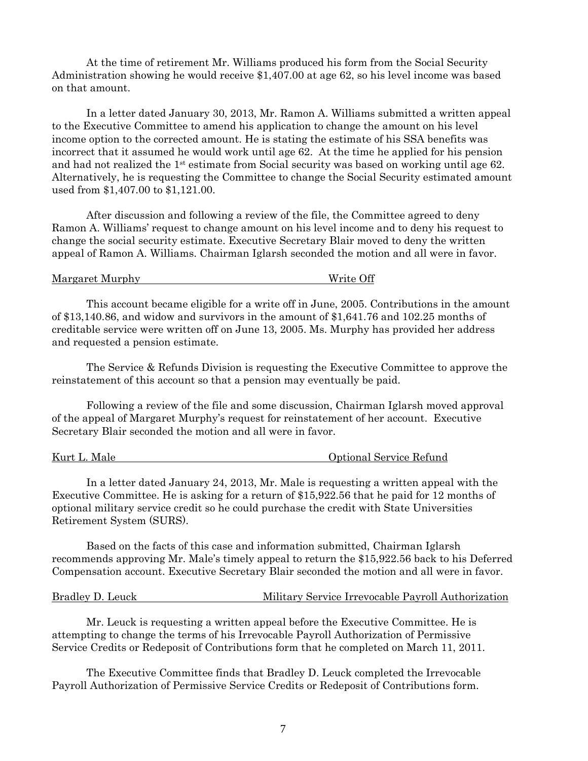At the time of retirement Mr. Williams produced his form from the Social Security Administration showing he would receive $1,407.00 at age 62, so his level income was based on that amount.

In a letter dated January 30, 2013, Mr. Ramon A. Williams submitted a written appeal to the Executive Committee to amend his application to change the amount on his level income option to the corrected amount. He is stating the estimate of his SSA benefits was incorrect that it assumed he would work until age 62. At the time he applied for his pension and had not realized the 1st estimate from Social security was based on working until age 62. Alternatively, he is requesting the Committee to change the Social Security estimated amount used from $1,407.00 to $1,121.00.

After discussion and following a review of the file, the Committee agreed to deny Ramon A. Williams' request to change amount on his level income and to deny his request to change the social security estimate. Executive Secretary Blair moved to deny the written appeal of Ramon A. Williams. Chairman Iglarsh seconded the motion and all were in favor.

Margaret Murphy — Write Off

This account became eligible for a write off in June, 2005. Contributions in the amount of $13,140.86, and widow and survivors in the amount of $1,641.76 and 102.25 months of creditable service were written off on June 13, 2005. Ms. Murphy has provided her address and requested a pension estimate.

The Service & Refunds Division is requesting the Executive Committee to approve the reinstatement of this account so that a pension may eventually be paid.

Following a review of the file and some discussion, Chairman Iglarsh moved approval of the appeal of Margaret Murphy's request for reinstatement of her account. Executive Secretary Blair seconded the motion and all were in favor.

Kurt L. Male — Optional Service Refund

In a letter dated January 24, 2013, Mr. Male is requesting a written appeal with the Executive Committee. He is asking for a return of $15,922.56 that he paid for 12 months of optional military service credit so he could purchase the credit with State Universities Retirement System (SURS).

Based on the facts of this case and information submitted, Chairman Iglarsh recommends approving Mr. Male's timely appeal to return the $15,922.56 back to his Deferred Compensation account. Executive Secretary Blair seconded the motion and all were in favor.

Bradley D. Leuck — Military Service Irrevocable Payroll Authorization

Mr. Leuck is requesting a written appeal before the Executive Committee. He is attempting to change the terms of his Irrevocable Payroll Authorization of Permissive Service Credits or Redeposit of Contributions form that he completed on March 11, 2011.

The Executive Committee finds that Bradley D. Leuck completed the Irrevocable Payroll Authorization of Permissive Service Credits or Redeposit of Contributions form.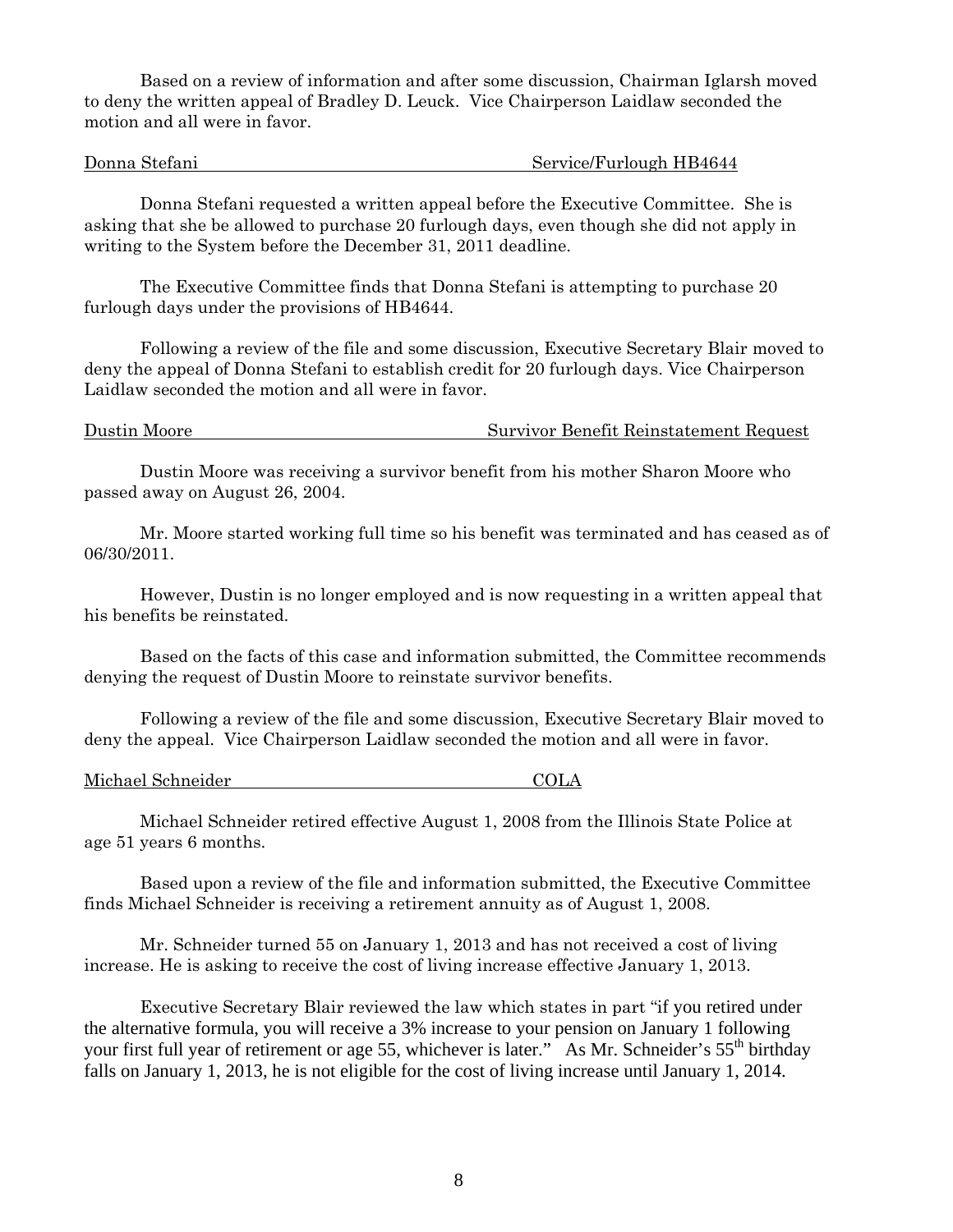Based on a review of information and after some discussion, Chairman Iglarsh moved to deny the written appeal of Bradley D. Leuck. Vice Chairperson Laidlaw seconded the motion and all were in favor.

Donna Stefani — Service/Furlough HB4644

Donna Stefani requested a written appeal before the Executive Committee. She is asking that she be allowed to purchase 20 furlough days, even though she did not apply in writing to the System before the December 31, 2011 deadline.

The Executive Committee finds that Donna Stefani is attempting to purchase 20 furlough days under the provisions of HB4644.

Following a review of the file and some discussion, Executive Secretary Blair moved to deny the appeal of Donna Stefani to establish credit for 20 furlough days. Vice Chairperson Laidlaw seconded the motion and all were in favor.

Dustin Moore — Survivor Benefit Reinstatement Request

Dustin Moore was receiving a survivor benefit from his mother Sharon Moore who passed away on August 26, 2004.

Mr. Moore started working full time so his benefit was terminated and has ceased as of 06/30/2011.

However, Dustin is no longer employed and is now requesting in a written appeal that his benefits be reinstated.

Based on the facts of this case and information submitted, the Committee recommends denying the request of Dustin Moore to reinstate survivor benefits.

Following a review of the file and some discussion, Executive Secretary Blair moved to deny the appeal. Vice Chairperson Laidlaw seconded the motion and all were in favor.

Michael Schneider — COLA

Michael Schneider retired effective August 1, 2008 from the Illinois State Police at age 51 years 6 months.

Based upon a review of the file and information submitted, the Executive Committee finds Michael Schneider is receiving a retirement annuity as of August 1, 2008.

Mr. Schneider turned 55 on January 1, 2013 and has not received a cost of living increase. He is asking to receive the cost of living increase effective January 1, 2013.

Executive Secretary Blair reviewed the law which states in part "if you retired under the alternative formula, you will receive a 3% increase to your pension on January 1 following your first full year of retirement or age 55, whichever is later." As Mr. Schneider's 55th birthday falls on January 1, 2013, he is not eligible for the cost of living increase until January 1, 2014.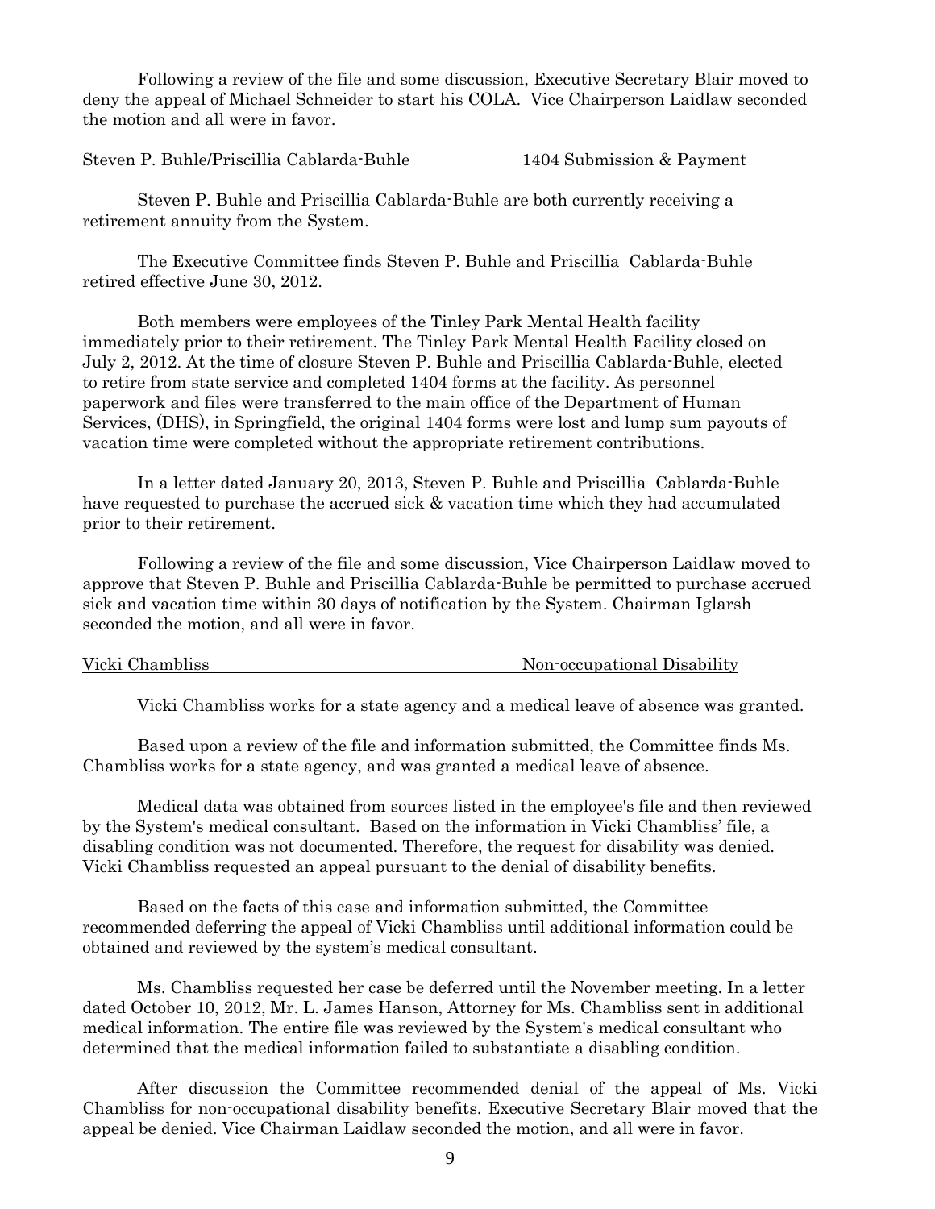Following a review of the file and some discussion, Executive Secretary Blair moved to deny the appeal of Michael Schneider to start his COLA. Vice Chairperson Laidlaw seconded the motion and all were in favor.

Steven P. Buhle/Priscillia Cablarda-Buhle — 1404 Submission & Payment

Steven P. Buhle and Priscillia Cablarda-Buhle are both currently receiving a retirement annuity from the System.

The Executive Committee finds Steven P. Buhle and Priscillia Cablarda-Buhle retired effective June 30, 2012.

Both members were employees of the Tinley Park Mental Health facility immediately prior to their retirement. The Tinley Park Mental Health Facility closed on July 2, 2012. At the time of closure Steven P. Buhle and Priscillia Cablarda-Buhle, elected to retire from state service and completed 1404 forms at the facility. As personnel paperwork and files were transferred to the main office of the Department of Human Services, (DHS), in Springfield, the original 1404 forms were lost and lump sum payouts of vacation time were completed without the appropriate retirement contributions.

In a letter dated January 20, 2013, Steven P. Buhle and Priscillia Cablarda-Buhle have requested to purchase the accrued sick & vacation time which they had accumulated prior to their retirement.

Following a review of the file and some discussion, Vice Chairperson Laidlaw moved to approve that Steven P. Buhle and Priscillia Cablarda-Buhle be permitted to purchase accrued sick and vacation time within 30 days of notification by the System. Chairman Iglarsh seconded the motion, and all were in favor.

Vicki Chambliss — Non-occupational Disability

Vicki Chambliss works for a state agency and a medical leave of absence was granted.

Based upon a review of the file and information submitted, the Committee finds Ms. Chambliss works for a state agency, and was granted a medical leave of absence.

Medical data was obtained from sources listed in the employee's file and then reviewed by the System's medical consultant. Based on the information in Vicki Chambliss' file, a disabling condition was not documented. Therefore, the request for disability was denied. Vicki Chambliss requested an appeal pursuant to the denial of disability benefits.

Based on the facts of this case and information submitted, the Committee recommended deferring the appeal of Vicki Chambliss until additional information could be obtained and reviewed by the system's medical consultant.

Ms. Chambliss requested her case be deferred until the November meeting. In a letter dated October 10, 2012, Mr. L. James Hanson, Attorney for Ms. Chambliss sent in additional medical information. The entire file was reviewed by the System's medical consultant who determined that the medical information failed to substantiate a disabling condition.

After discussion the Committee recommended denial of the appeal of Ms. Vicki Chambliss for non-occupational disability benefits. Executive Secretary Blair moved that the appeal be denied. Vice Chairman Laidlaw seconded the motion, and all were in favor.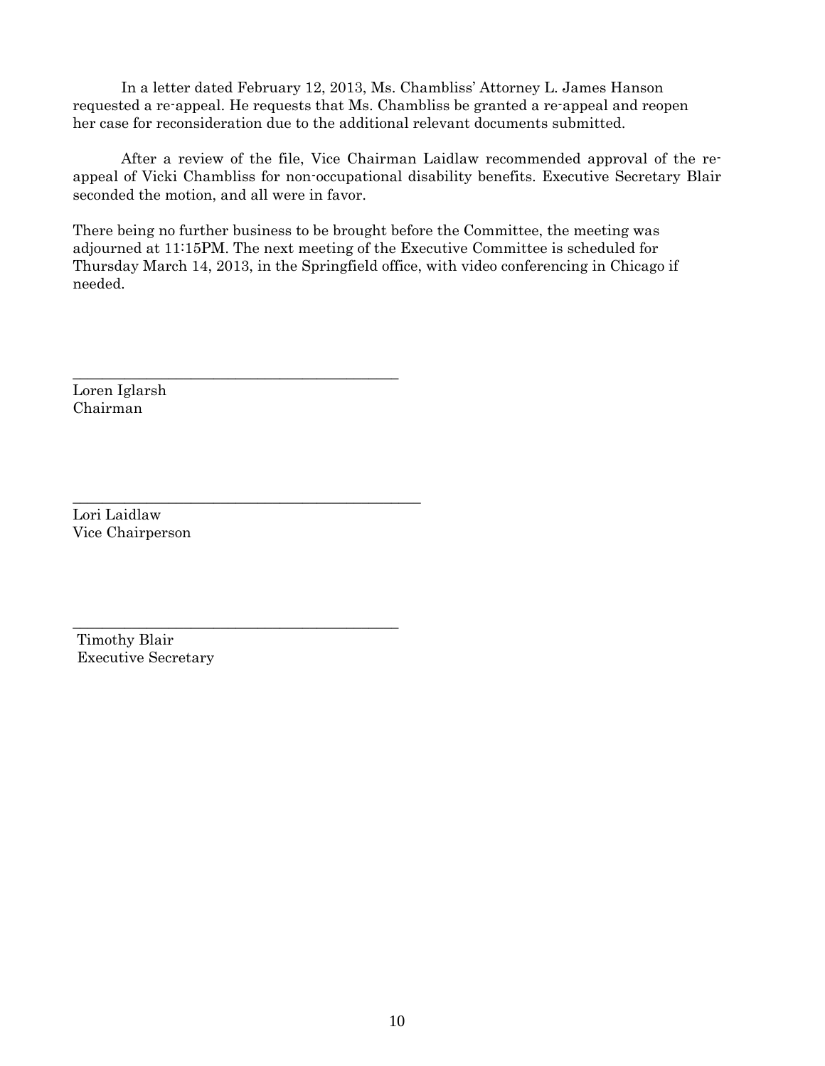In a letter dated February 12, 2013, Ms. Chambliss' Attorney L. James Hanson requested a re-appeal. He requests that Ms. Chambliss be granted a re-appeal and reopen her case for reconsideration due to the additional relevant documents submitted.

After a review of the file, Vice Chairman Laidlaw recommended approval of the re-appeal of Vicki Chambliss for non-occupational disability benefits. Executive Secretary Blair seconded the motion, and all were in favor.

There being no further business to be brought before the Committee, the meeting was adjourned at 11:15PM. The next meeting of the Executive Committee is scheduled for Thursday March 14, 2013, in the Springfield office, with video conferencing in Chicago if needed.

\_\_\_\_\_\_\_\_\_\_\_\_\_\_\_\_\_\_\_\_\_\_\_\_\_\_\_\_\_\_\_\_\_\_\_\_\_\_\_\_\_\_

Loren Iglarsh
Chairman

\_\_\_\_\_\_\_\_\_\_\_\_\_\_\_\_\_\_\_\_\_\_\_\_\_\_\_\_\_\_\_\_\_\_\_\_\_\_\_\_\_\_

Lori Laidlaw
Vice Chairperson

\_\_\_\_\_\_\_\_\_\_\_\_\_\_\_\_\_\_\_\_\_\_\_\_\_\_\_\_\_\_\_\_\_\_\_\_\_\_\_\_\_\_

Timothy Blair
Executive Secretary